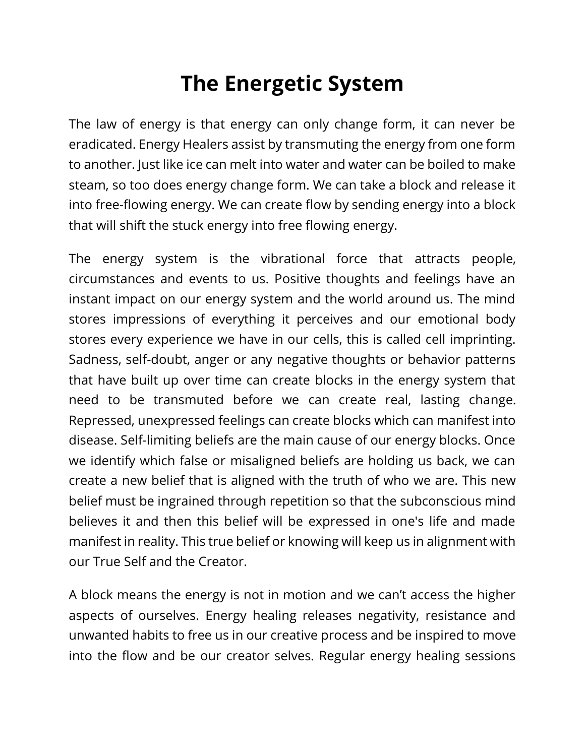# The Energetic System

The law of energy is that energy can only change form, it can never be eradicated. Energy Healers assist by transmuting the energy from one form to another. Just like ice can melt into water and water can be boiled to make steam, so too does energy change form. We can take a block and release it into free-flowing energy. We can create flow by sending energy into a block that will shift the stuck energy into free flowing energy.

The energy system is the vibrational force that attracts people, circumstances and events to us. Positive thoughts and feelings have an instant impact on our energy system and the world around us. The mind stores impressions of everything it perceives and our emotional body stores every experience we have in our cells, this is called cell imprinting. Sadness, self-doubt, anger or any negative thoughts or behavior patterns that have built up over time can create blocks in the energy system that need to be transmuted before we can create real, lasting change. Repressed, unexpressed feelings can create blocks which can manifest into disease. Self-limiting beliefs are the main cause of our energy blocks. Once we identify which false or misaligned beliefs are holding us back, we can create a new belief that is aligned with the truth of who we are. This new belief must be ingrained through repetition so that the subconscious mind believes it and then this belief will be expressed in one's life and made manifest in reality. This true belief or knowing will keep us in alignment with our True Self and the Creator.

A block means the energy is not in motion and we can't access the higher aspects of ourselves. Energy healing releases negativity, resistance and unwanted habits to free us in our creative process and be inspired to move into the flow and be our creator selves. Regular energy healing sessions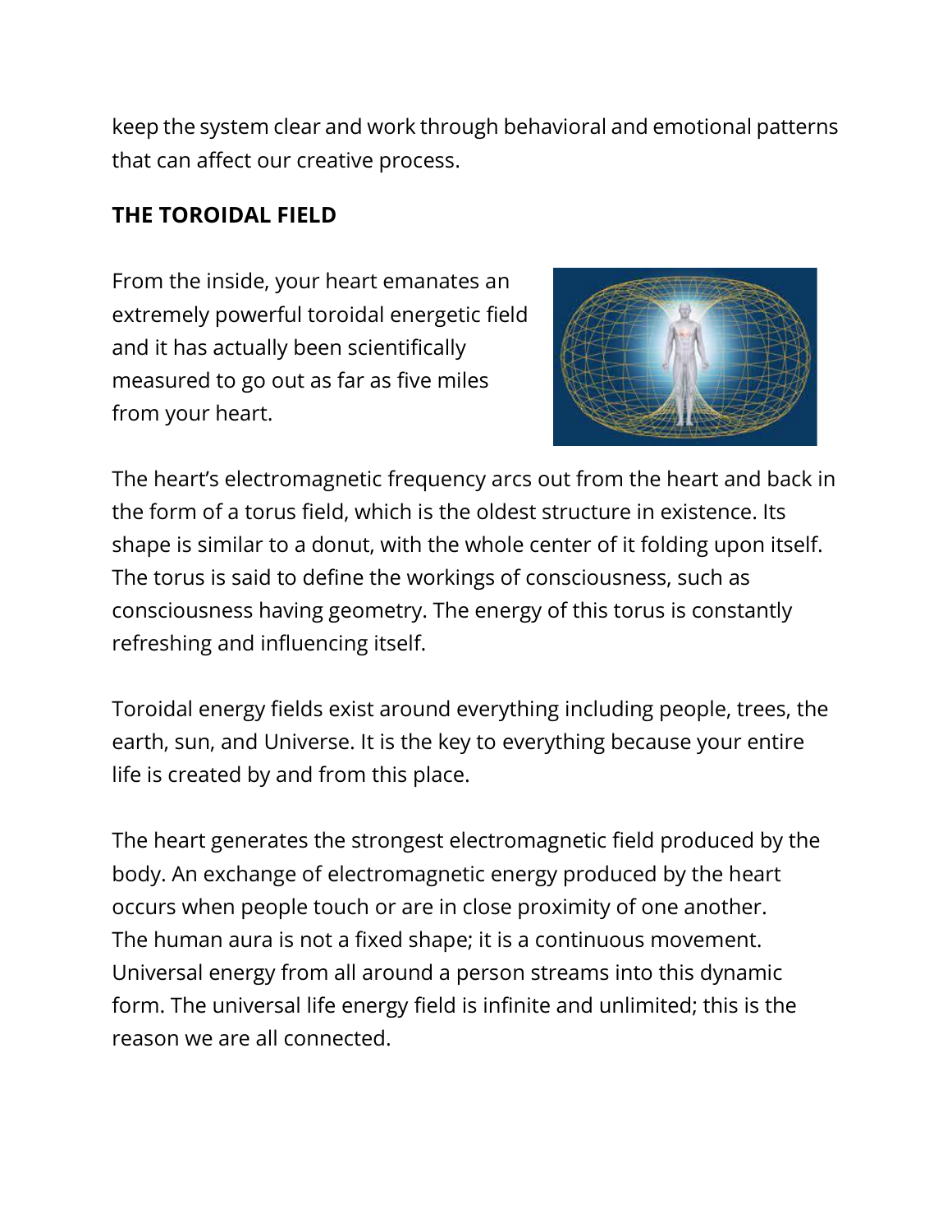keep the system clear and work through behavioral and emotional patterns that can affect our creative process.

## THE TOROIDAL FIELD

From the inside, your heart emanates an extremely powerful toroidal energetic field and it has actually been scientifically measured to go out as far as five miles from your heart.

The heart's electromagnetic frequency arcs out from the heart and back in the form of a torus field, which is the oldest structure in existence. Its shape is similar to a donut, with the whole center of it folding upon itself. The torus is said to define the workings of consciousness, such as consciousness having geometry. The energy of this torus is constantly refreshing and influencing itself.

Toroidal energy fields exist around everything including people, trees, the earth, sun, and Universe. It is the key to everything because your entire life is created by and from this place.

The heart generates the strongest electromagnetic field produced by the body. An exchange of electromagnetic energy produced by the heart occurs when people touch or are in close proximity of one another. The human aura is not a fixed shape; it is a continuous movement. Universal energy from all around a person streams into this dynamic form. The universal life energy field is infinite and unlimited; this is the reason we are all connected.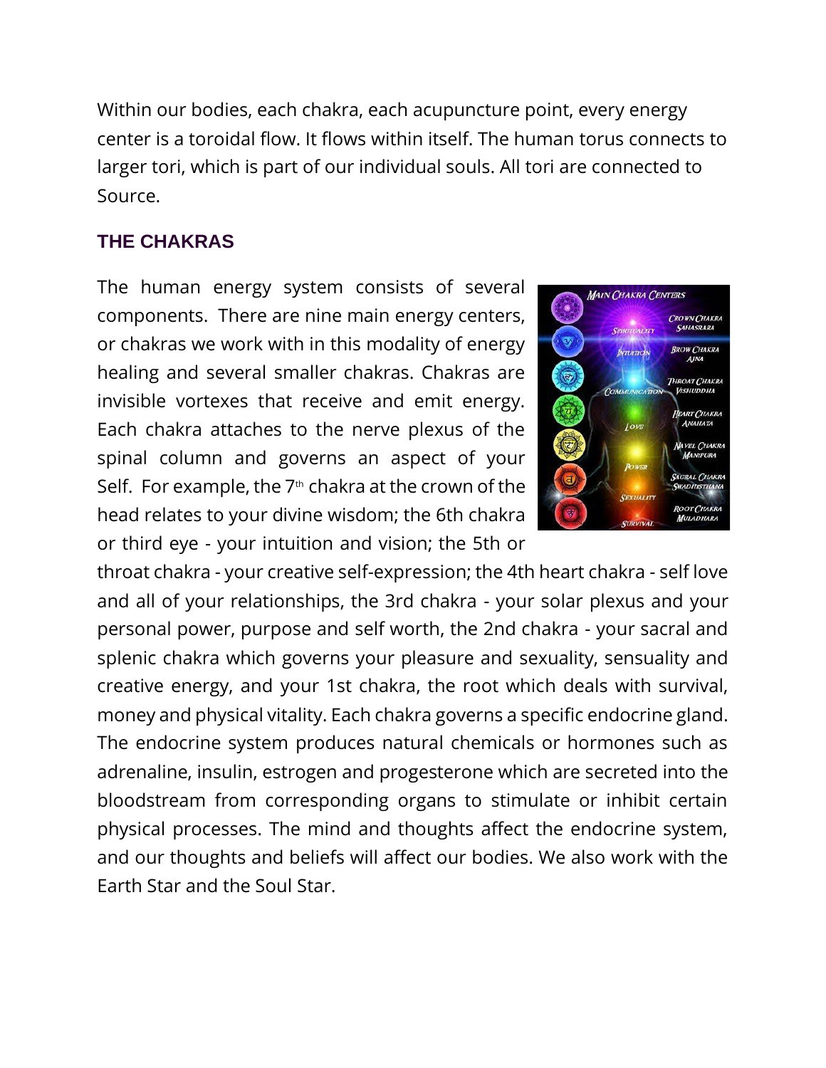Within our bodies, each chakra, each acupuncture point, every energy center is a toroidal flow. It flows within itself. The human torus connects to larger tori, which is part of our individual souls. All tori are connected to Source.

## THE CHAKRAS

The human energy system consists of several components. There are nine main energy centers, or chakras we work with in this modality of energy healing and several smaller chakras. Chakras are invisible vortexes that receive and emit energy. Each chakra attaches to the nerve plexus of the spinal column and governs an aspect of your Self. For example, the 7th chakra at the crown of the head relates to your divine wisdom; the 6th chakra or third eye - your intuition and vision; the 5th or throat chakra - your creative self-expression; the 4th heart chakra - self love and all of your relationships, the 3rd chakra - your solar plexus and your personal power, purpose and self worth, the 2nd chakra - your sacral and splenic chakra which governs your pleasure and sexuality, sensuality and creative energy, and your 1st chakra, the root which deals with survival, money and physical vitality. Each chakra governs a specific endocrine gland. The endocrine system produces natural chemicals or hormones such as adrenaline, insulin, estrogen and progesterone which are secreted into the bloodstream from corresponding organs to stimulate or inhibit certain physical processes. The mind and thoughts affect the endocrine system, and our thoughts and beliefs will affect our bodies. We also work with the Earth Star and the Soul Star.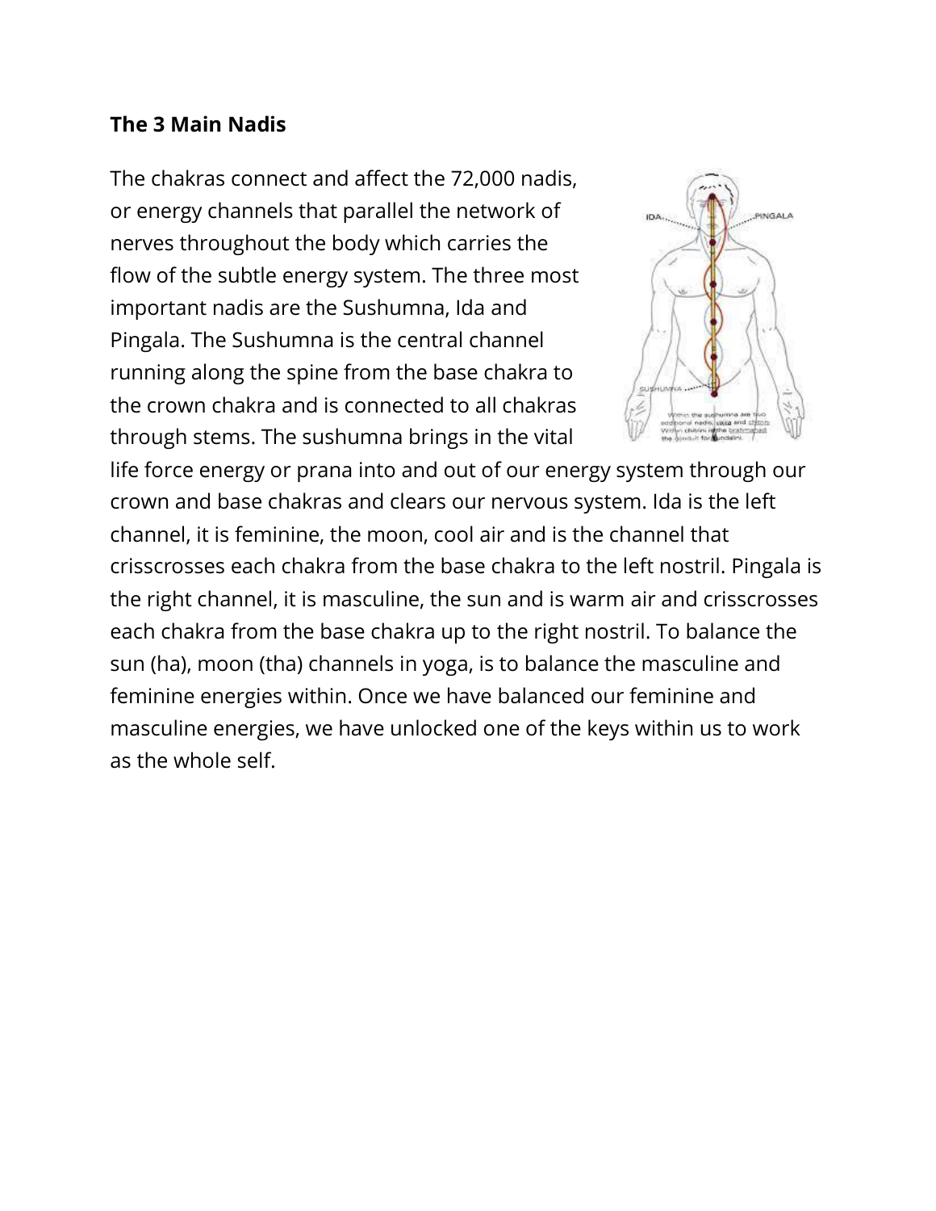**The 3 Main Nadis**

The chakras connect and affect the 72,000 nadis, or energy channels that parallel the network of nerves throughout the body which carries the flow of the subtle energy system. The three most important nadis are the Sushumna, Ida and Pingala. The Sushumna is the central channel running along the spine from the base chakra to the crown chakra and is connected to all chakras through stems. The sushumna brings in the vital life force energy or prana into and out of our energy system through our crown and base chakras and clears our nervous system. Ida is the left channel, it is feminine, the moon, cool air and is the channel that crisscrosses each chakra from the base chakra to the left nostril. Pingala is the right channel, it is masculine, the sun and is warm air and crisscrosses each chakra from the base chakra up to the right nostril. To balance the sun (ha), moon (tha) channels in yoga, is to balance the masculine and feminine energies within. Once we have balanced our feminine and masculine energies, we have unlocked one of the keys within us to work as the whole self.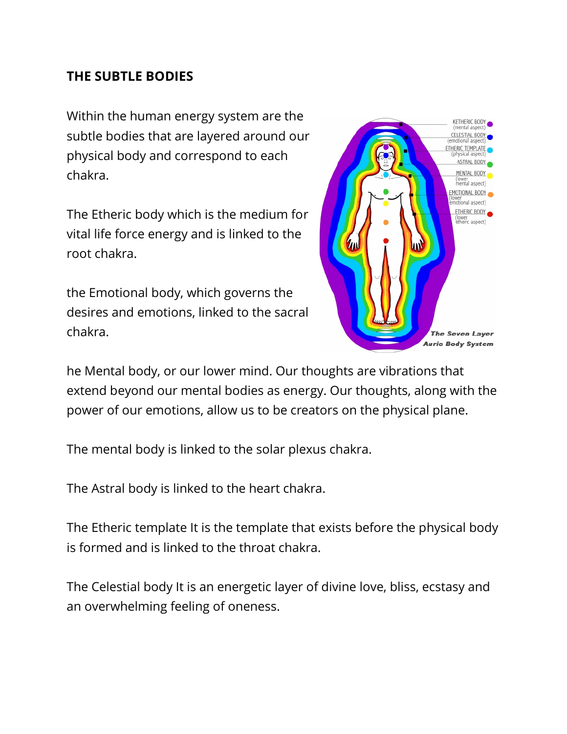**THE SUBTLE BODIES**

Within the human energy system are the subtle bodies that are layered around our physical body and correspond to each chakra.

The Etheric body which is the medium for vital life force energy and is linked to the root chakra.

the Emotional body, which governs the desires and emotions, linked to the sacral chakra.

he Mental body, or our lower mind. Our thoughts are vibrations that extend beyond our mental bodies as energy. Our thoughts, along with the power of our emotions, allow us to be creators on the physical plane.

The mental body is linked to the solar plexus chakra.

The Astral body is linked to the heart chakra.

The Etheric template It is the template that exists before the physical body is formed and is linked to the throat chakra.

The Celestial body It is an energetic layer of divine love, bliss, ecstasy and an overwhelming feeling of oneness.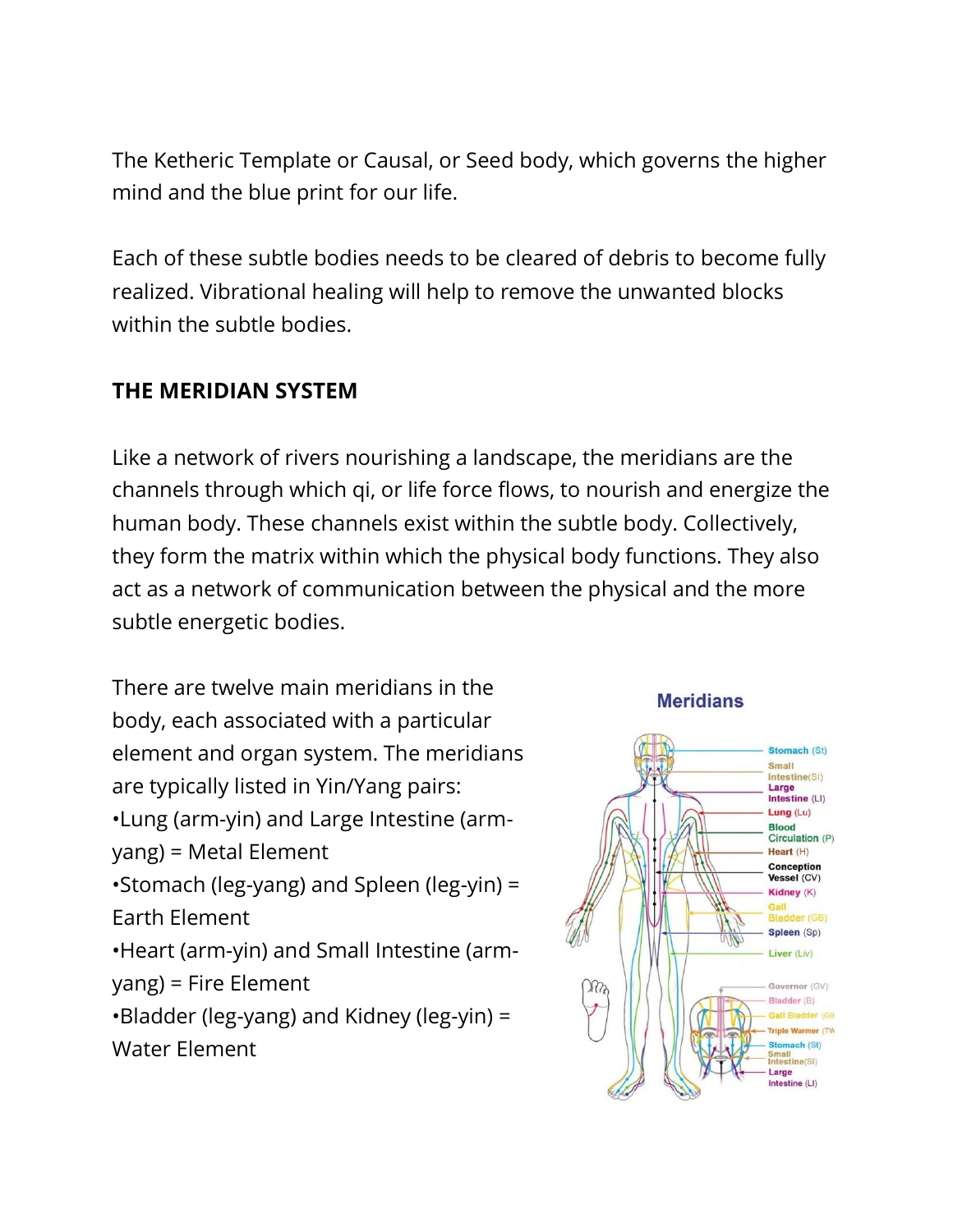The Ketheric Template or Causal, or Seed body, which governs the higher mind and the blue print for our life.

Each of these subtle bodies needs to be cleared of debris to become fully realized. Vibrational healing will help to remove the unwanted blocks within the subtle bodies.

**THE MERIDIAN SYSTEM**

Like a network of rivers nourishing a landscape, the meridians are the channels through which qi, or life force flows, to nourish and energize the human body. These channels exist within the subtle body. Collectively, they form the matrix within which the physical body functions. They also act as a network of communication between the physical and the more subtle energetic bodies.

There are twelve main meridians in the body, each associated with a particular element and organ system. The meridians are typically listed in Yin/Yang pairs:

•Lung (arm-yin) and Large Intestine (arm-yang) = Metal Element
•Stomach (leg-yang) and Spleen (leg-yin) = Earth Element
•Heart (arm-yin) and Small Intestine (arm-yang) = Fire Element
•Bladder (leg-yang) and Kidney (leg-yin) = Water Element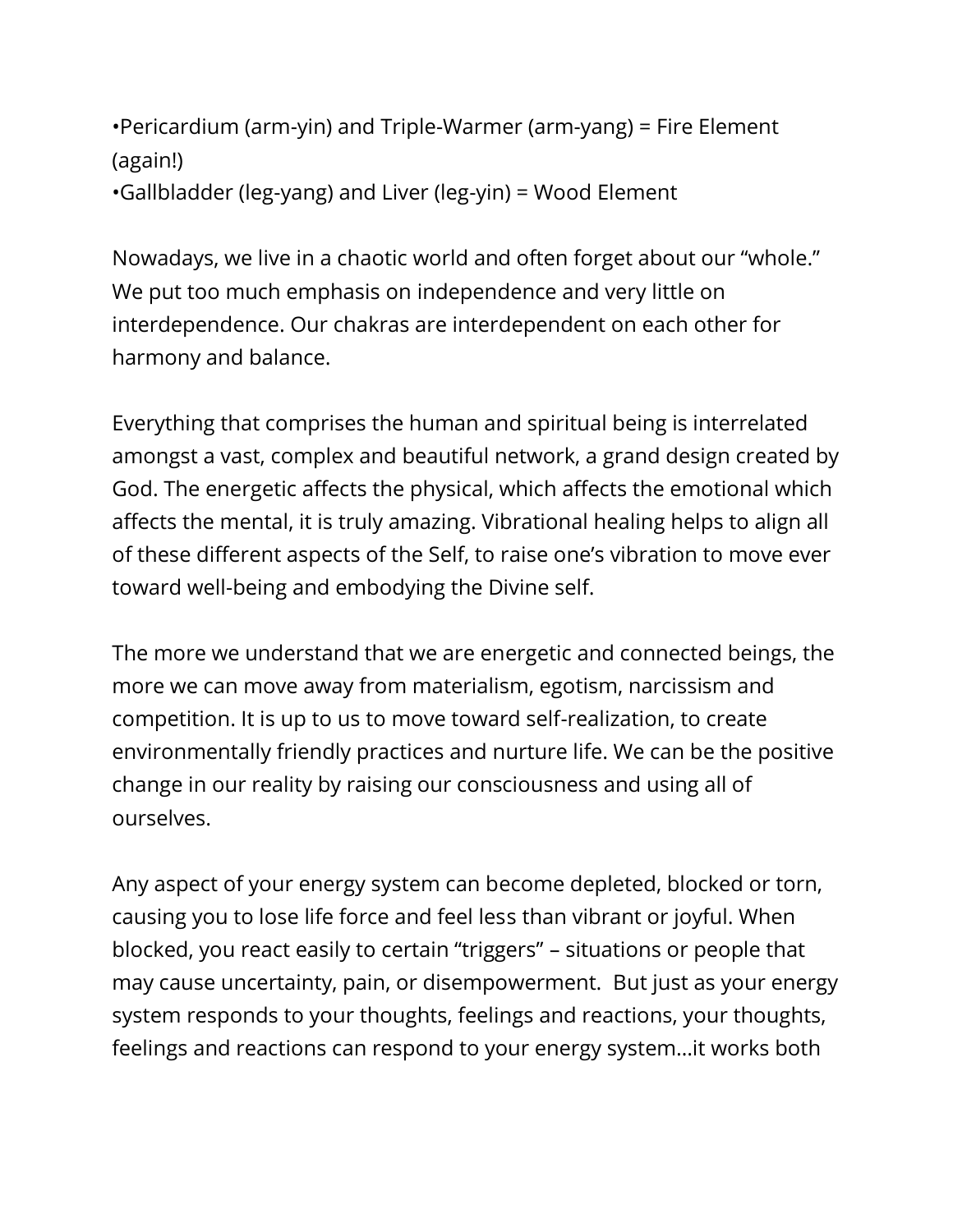•Pericardium (arm-yin) and Triple-Warmer (arm-yang) = Fire Element (again!)
•Gallbladder (leg-yang) and Liver (leg-yin) = Wood Element

Nowadays, we live in a chaotic world and often forget about our "whole." We put too much emphasis on independence and very little on interdependence. Our chakras are interdependent on each other for harmony and balance.

Everything that comprises the human and spiritual being is interrelated amongst a vast, complex and beautiful network, a grand design created by God. The energetic affects the physical, which affects the emotional which affects the mental, it is truly amazing. Vibrational healing helps to align all of these different aspects of the Self, to raise one's vibration to move ever toward well-being and embodying the Divine self.

The more we understand that we are energetic and connected beings, the more we can move away from materialism, egotism, narcissism and competition. It is up to us to move toward self-realization, to create environmentally friendly practices and nurture life. We can be the positive change in our reality by raising our consciousness and using all of ourselves.

Any aspect of your energy system can become depleted, blocked or torn, causing you to lose life force and feel less than vibrant or joyful. When blocked, you react easily to certain "triggers" – situations or people that may cause uncertainty, pain, or disempowerment. But just as your energy system responds to your thoughts, feelings and reactions, your thoughts, feelings and reactions can respond to your energy system…it works both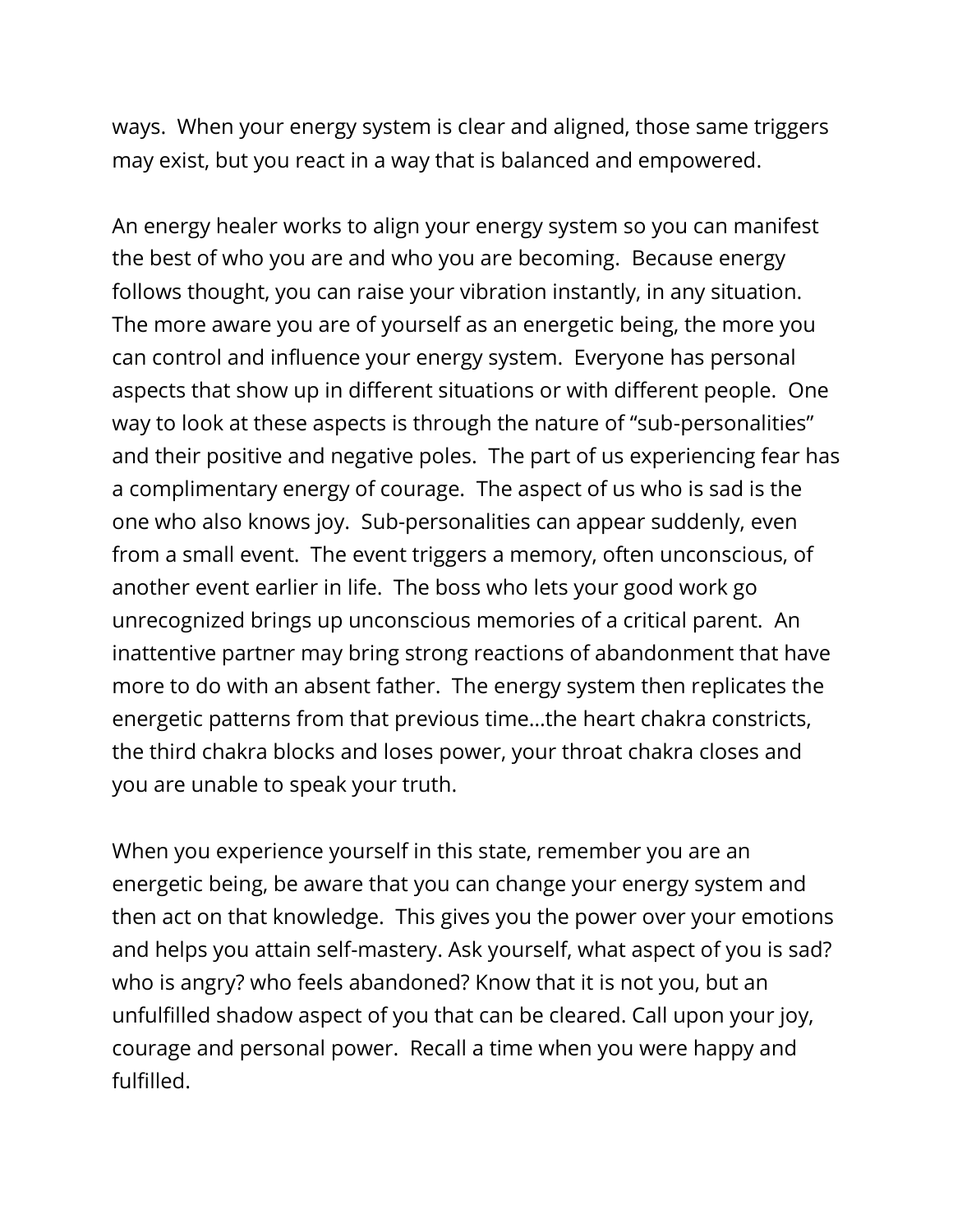ways.  When your energy system is clear and aligned, those same triggers may exist, but you react in a way that is balanced and empowered.

An energy healer works to align your energy system so you can manifest the best of who you are and who you are becoming.  Because energy follows thought, you can raise your vibration instantly, in any situation. The more aware you are of yourself as an energetic being, the more you can control and influence your energy system.  Everyone has personal aspects that show up in different situations or with different people.  One way to look at these aspects is through the nature of "sub-personalities" and their positive and negative poles.  The part of us experiencing fear has a complimentary energy of courage.  The aspect of us who is sad is the one who also knows joy.  Sub-personalities can appear suddenly, even from a small event.  The event triggers a memory, often unconscious, of another event earlier in life.  The boss who lets your good work go unrecognized brings up unconscious memories of a critical parent.  An inattentive partner may bring strong reactions of abandonment that have more to do with an absent father.  The energy system then replicates the energetic patterns from that previous time…the heart chakra constricts, the third chakra blocks and loses power, your throat chakra closes and you are unable to speak your truth.

When you experience yourself in this state, remember you are an energetic being, be aware that you can change your energy system and then act on that knowledge.  This gives you the power over your emotions and helps you attain self-mastery. Ask yourself, what aspect of you is sad? who is angry? who feels abandoned? Know that it is not you, but an unfulfilled shadow aspect of you that can be cleared. Call upon your joy, courage and personal power.  Recall a time when you were happy and fulfilled.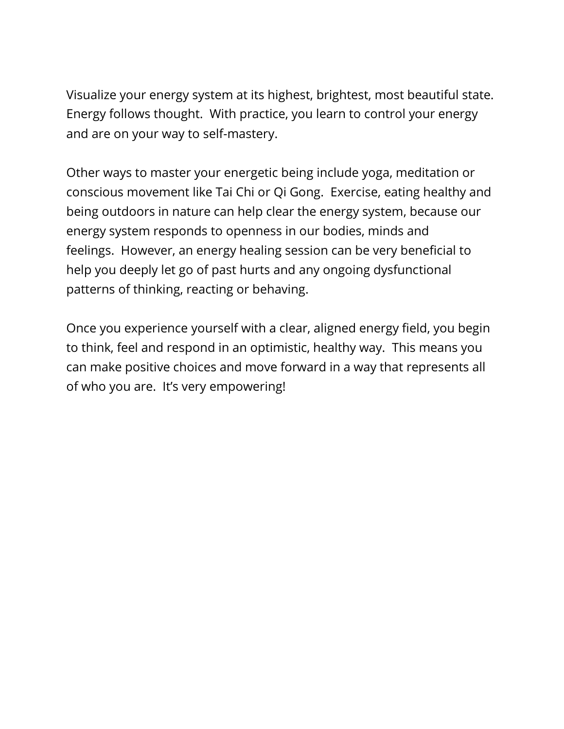Visualize your energy system at its highest, brightest, most beautiful state. Energy follows thought. With practice, you learn to control your energy and are on your way to self-mastery.

Other ways to master your energetic being include yoga, meditation or conscious movement like Tai Chi or Qi Gong. Exercise, eating healthy and being outdoors in nature can help clear the energy system, because our energy system responds to openness in our bodies, minds and feelings. However, an energy healing session can be very beneficial to help you deeply let go of past hurts and any ongoing dysfunctional patterns of thinking, reacting or behaving.

Once you experience yourself with a clear, aligned energy field, you begin to think, feel and respond in an optimistic, healthy way. This means you can make positive choices and move forward in a way that represents all of who you are. It's very empowering!